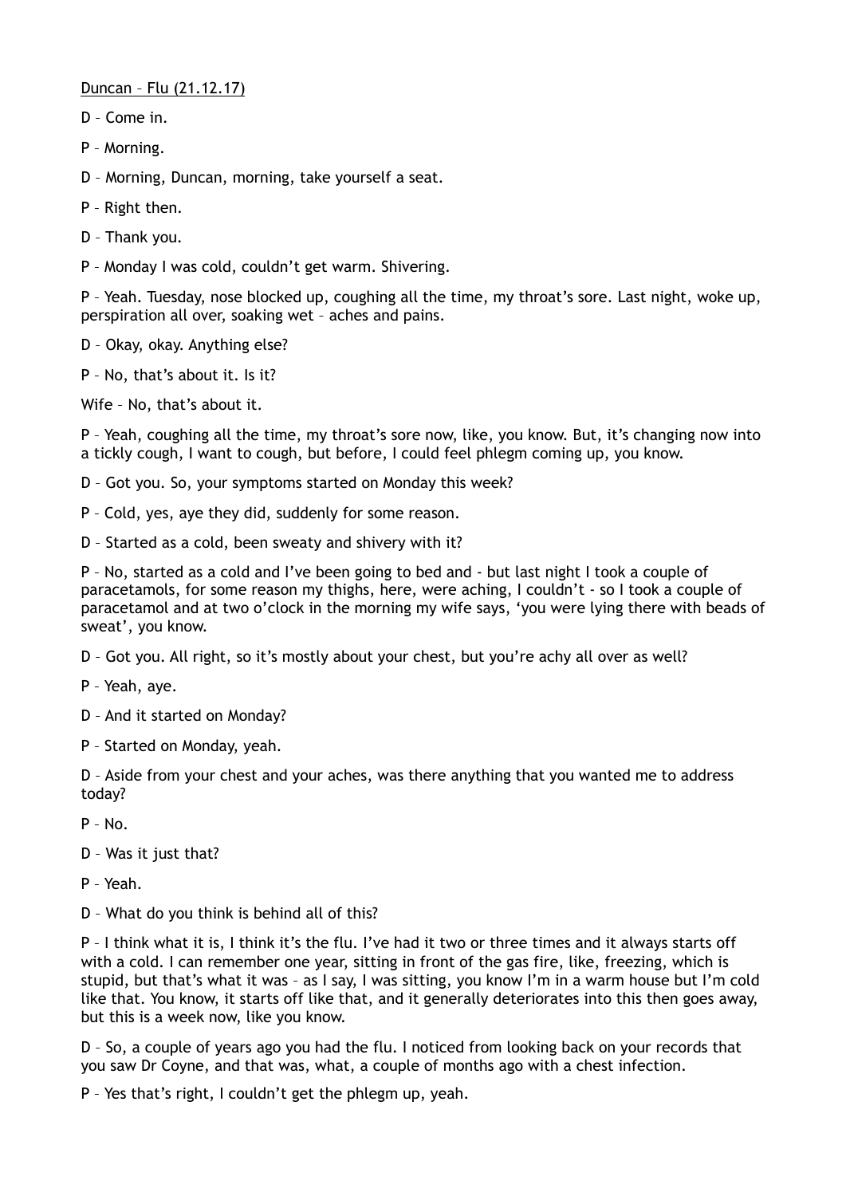<u>Duncan – Flu (21.12.17)</u>

D – Come in.

P – Morning.

D – Morning, Duncan, morning, take yourself a seat.

P – Right then.

D – Thank you.

P – Monday I was cold, couldn't get warm. Shivering.

P – Yeah. Tuesday, nose blocked up, coughing all the time, my throat's sore. Last night, woke up, perspiration all over, soaking wet – aches and pains.

D – Okay, okay. Anything else?

P – No, that's about it. Is it?

Wife – No, that's about it.

P – Yeah, coughing all the time, my throat's sore now, like, you know. But, it's changing now into a tickly cough, I want to cough, but before, I could feel phlegm coming up, you know.

D – Got you. So, your symptoms started on Monday this week?

P – Cold, yes, aye they did, suddenly for some reason.

D – Started as a cold, been sweaty and shivery with it?

P – No, started as a cold and I've been going to bed and - but last night I took a couple of paracetamols, for some reason my thighs, here, were aching, I couldn't - so I took a couple of paracetamol and at two o'clock in the morning my wife says, 'you were lying there with beads of sweat', you know.

D – Got you. All right, so it's mostly about your chest, but you're achy all over as well?

P – Yeah, aye.

D – And it started on Monday?

P – Started on Monday, yeah.

D – Aside from your chest and your aches, was there anything that you wanted me to address today?

P – No.

D – Was it just that?

P – Yeah.

D – What do you think is behind all of this?

P – I think what it is, I think it's the flu. I've had it two or three times and it always starts off with a cold. I can remember one year, sitting in front of the gas fire, like, freezing, which is stupid, but that's what it was – as I say, I was sitting, you know I'm in a warm house but I'm cold like that. You know, it starts off like that, and it generally deteriorates into this then goes away, but this is a week now, like you know.

D – So, a couple of years ago you had the flu. I noticed from looking back on your records that you saw Dr Coyne, and that was, what, a couple of months ago with a chest infection.

P – Yes that's right, I couldn't get the phlegm up, yeah.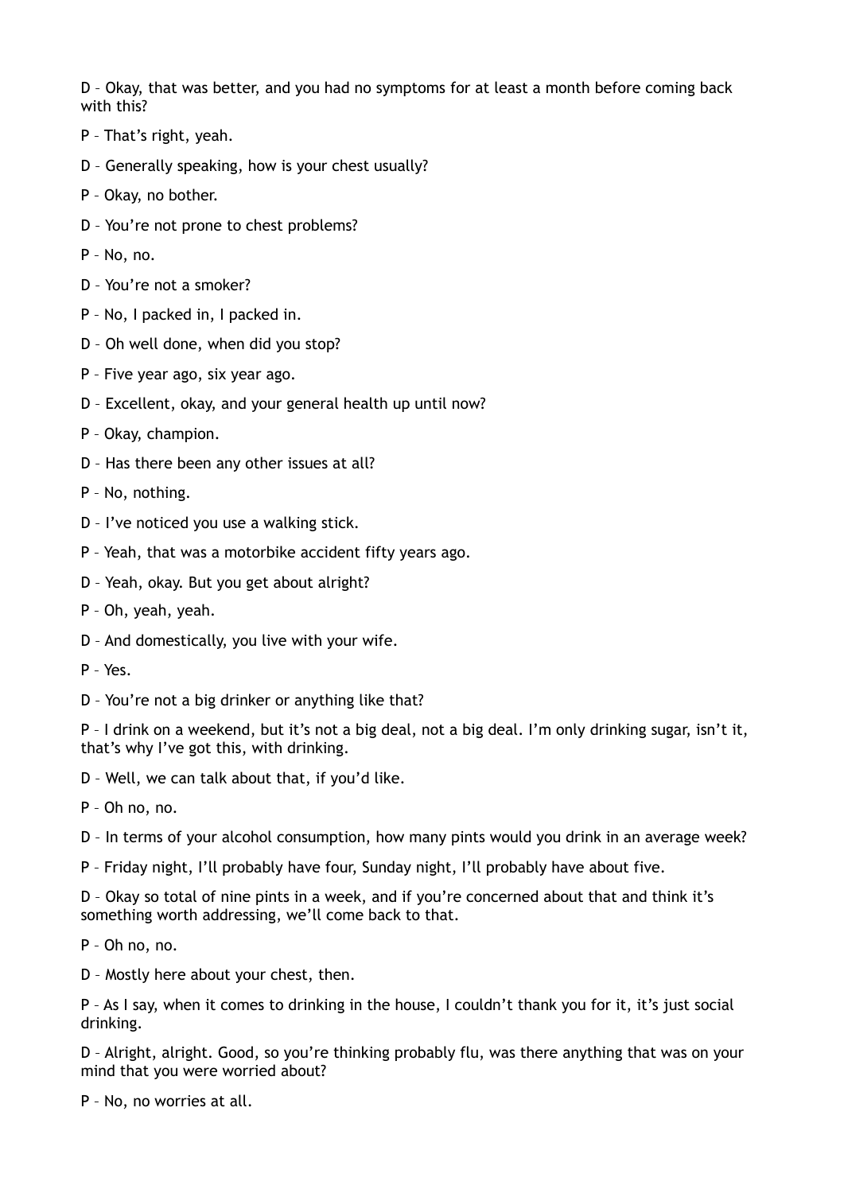D – Okay, that was better, and you had no symptoms for at least a month before coming back with this?

P – That's right, yeah.

D – Generally speaking, how is your chest usually?

P – Okay, no bother.

D – You're not prone to chest problems?

P – No, no.

D – You're not a smoker?

P – No, I packed in, I packed in.

D – Oh well done, when did you stop?

P – Five year ago, six year ago.

D – Excellent, okay, and your general health up until now?

P – Okay, champion.

D – Has there been any other issues at all?

P – No, nothing.

D – I've noticed you use a walking stick.

P – Yeah, that was a motorbike accident fifty years ago.

D – Yeah, okay. But you get about alright?

P – Oh, yeah, yeah.

D – And domestically, you live with your wife.

P – Yes.

D – You're not a big drinker or anything like that?

P – I drink on a weekend, but it's not a big deal, not a big deal. I'm only drinking sugar, isn't it, that's why I've got this, with drinking.

D – Well, we can talk about that, if you'd like.

P – Oh no, no.

D – In terms of your alcohol consumption, how many pints would you drink in an average week?

P – Friday night, I'll probably have four, Sunday night, I'll probably have about five.

D – Okay so total of nine pints in a week, and if you're concerned about that and think it's something worth addressing, we'll come back to that.

P – Oh no, no.

D – Mostly here about your chest, then.

P – As I say, when it comes to drinking in the house, I couldn't thank you for it, it's just social drinking.

D – Alright, alright. Good, so you're thinking probably flu, was there anything that was on your mind that you were worried about?

P – No, no worries at all.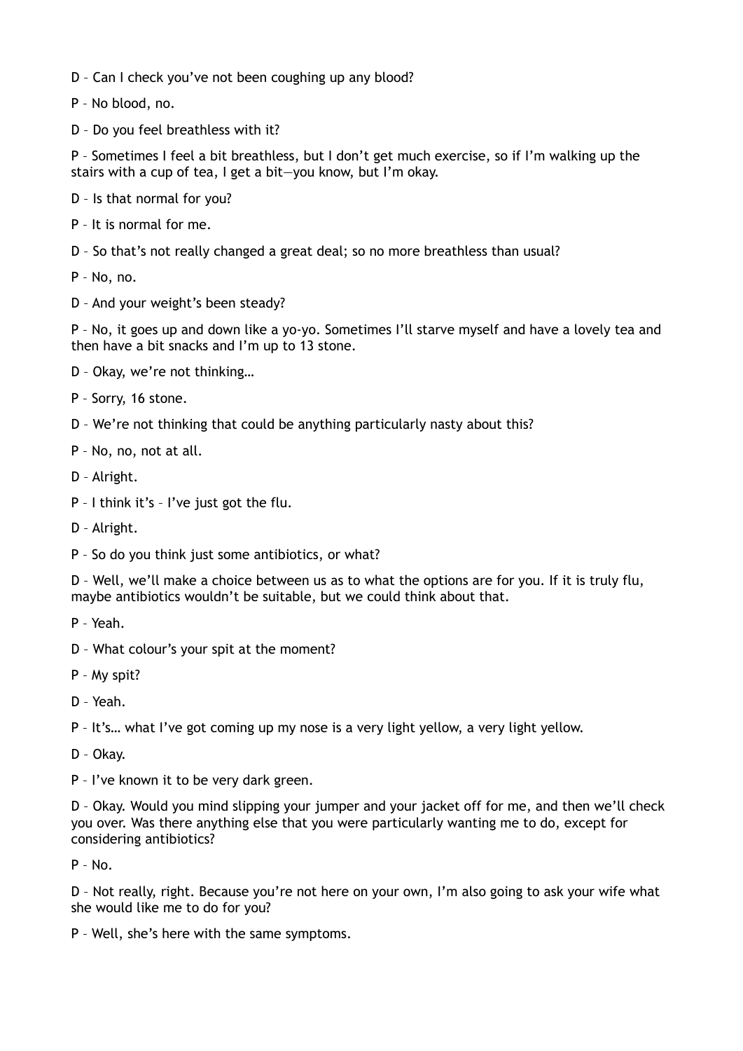D – Can I check you've not been coughing up any blood?

P – No blood, no.

D – Do you feel breathless with it?

P – Sometimes I feel a bit breathless, but I don't get much exercise, so if I'm walking up the stairs with a cup of tea, I get a bit—you know, but I'm okay.

D – Is that normal for you?

P – It is normal for me.

D – So that's not really changed a great deal; so no more breathless than usual?

P – No, no.

D – And your weight's been steady?

P – No, it goes up and down like a yo-yo. Sometimes I'll starve myself and have a lovely tea and then have a bit snacks and I'm up to 13 stone.

D – Okay, we're not thinking…

P – Sorry, 16 stone.

D – We're not thinking that could be anything particularly nasty about this?

P – No, no, not at all.

D – Alright.

P – I think it's – I've just got the flu.

D – Alright.

P – So do you think just some antibiotics, or what?

D – Well, we'll make a choice between us as to what the options are for you. If it is truly flu, maybe antibiotics wouldn't be suitable, but we could think about that.

P – Yeah.

D – What colour's your spit at the moment?

P – My spit?

D – Yeah.

P – It's… what I've got coming up my nose is a very light yellow, a very light yellow.

D – Okay.

P – I've known it to be very dark green.

D – Okay. Would you mind slipping your jumper and your jacket off for me, and then we'll check you over. Was there anything else that you were particularly wanting me to do, except for considering antibiotics?

P – No.

D – Not really, right. Because you're not here on your own, I'm also going to ask your wife what she would like me to do for you?

P – Well, she's here with the same symptoms.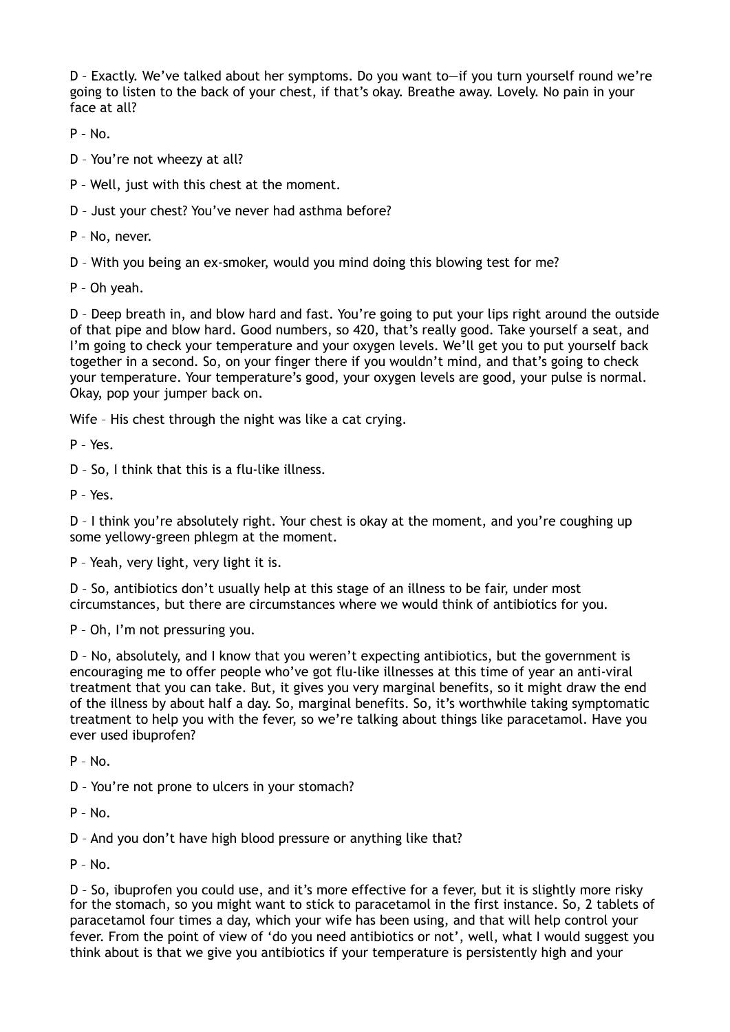D – Exactly. We've talked about her symptoms. Do you want to—if you turn yourself round we're going to listen to the back of your chest, if that's okay. Breathe away. Lovely. No pain in your face at all?

P – No.

D – You're not wheezy at all?

P – Well, just with this chest at the moment.

D – Just your chest? You've never had asthma before?

P – No, never.

D – With you being an ex-smoker, would you mind doing this blowing test for me?

P – Oh yeah.

D – Deep breath in, and blow hard and fast. You're going to put your lips right around the outside of that pipe and blow hard. Good numbers, so 420, that's really good. Take yourself a seat, and I'm going to check your temperature and your oxygen levels. We'll get you to put yourself back together in a second. So, on your finger there if you wouldn't mind, and that's going to check your temperature. Your temperature's good, your oxygen levels are good, your pulse is normal. Okay, pop your jumper back on.

Wife – His chest through the night was like a cat crying.

P – Yes.

D – So, I think that this is a flu-like illness.

P – Yes.

D – I think you're absolutely right. Your chest is okay at the moment, and you're coughing up some yellowy-green phlegm at the moment.

P – Yeah, very light, very light it is.

D – So, antibiotics don't usually help at this stage of an illness to be fair, under most circumstances, but there are circumstances where we would think of antibiotics for you.

P – Oh, I'm not pressuring you.

D – No, absolutely, and I know that you weren't expecting antibiotics, but the government is encouraging me to offer people who've got flu-like illnesses at this time of year an anti-viral treatment that you can take. But, it gives you very marginal benefits, so it might draw the end of the illness by about half a day. So, marginal benefits. So, it's worthwhile taking symptomatic treatment to help you with the fever, so we're talking about things like paracetamol. Have you ever used ibuprofen?

P – No.

D – You're not prone to ulcers in your stomach?

P – No.

D – And you don't have high blood pressure or anything like that?

P – No.

D – So, ibuprofen you could use, and it's more effective for a fever, but it is slightly more risky for the stomach, so you might want to stick to paracetamol in the first instance. So, 2 tablets of paracetamol four times a day, which your wife has been using, and that will help control your fever. From the point of view of 'do you need antibiotics or not', well, what I would suggest you think about is that we give you antibiotics if your temperature is persistently high and your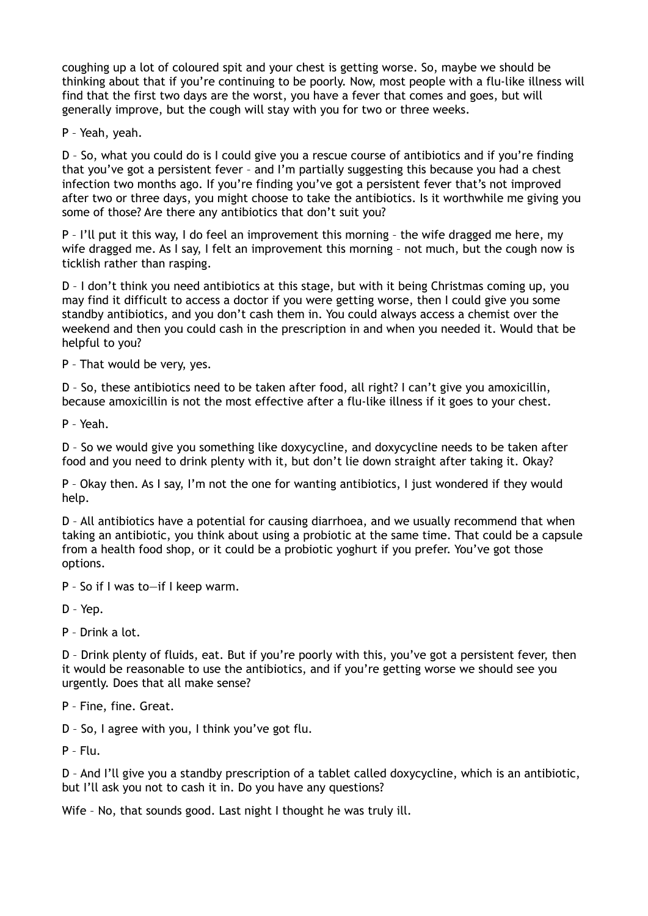coughing up a lot of coloured spit and your chest is getting worse. So, maybe we should be thinking about that if you're continuing to be poorly. Now, most people with a flu-like illness will find that the first two days are the worst, you have a fever that comes and goes, but will generally improve, but the cough will stay with you for two or three weeks.

P – Yeah, yeah.

D – So, what you could do is I could give you a rescue course of antibiotics and if you're finding that you've got a persistent fever – and I'm partially suggesting this because you had a chest infection two months ago. If you're finding you've got a persistent fever that's not improved after two or three days, you might choose to take the antibiotics. Is it worthwhile me giving you some of those? Are there any antibiotics that don't suit you?

P – I'll put it this way, I do feel an improvement this morning – the wife dragged me here, my wife dragged me. As I say, I felt an improvement this morning – not much, but the cough now is ticklish rather than rasping.

D – I don't think you need antibiotics at this stage, but with it being Christmas coming up, you may find it difficult to access a doctor if you were getting worse, then I could give you some standby antibiotics, and you don't cash them in. You could always access a chemist over the weekend and then you could cash in the prescription in and when you needed it. Would that be helpful to you?

P – That would be very, yes.

D – So, these antibiotics need to be taken after food, all right? I can't give you amoxicillin, because amoxicillin is not the most effective after a flu-like illness if it goes to your chest.

P – Yeah.

D – So we would give you something like doxycycline, and doxycycline needs to be taken after food and you need to drink plenty with it, but don't lie down straight after taking it. Okay?

P – Okay then. As I say, I'm not the one for wanting antibiotics, I just wondered if they would help.

D – All antibiotics have a potential for causing diarrhoea, and we usually recommend that when taking an antibiotic, you think about using a probiotic at the same time. That could be a capsule from a health food shop, or it could be a probiotic yoghurt if you prefer. You've got those options.

P – So if I was to—if I keep warm.

D – Yep.

P – Drink a lot.

D – Drink plenty of fluids, eat. But if you're poorly with this, you've got a persistent fever, then it would be reasonable to use the antibiotics, and if you're getting worse we should see you urgently. Does that all make sense?

P – Fine, fine. Great.

D – So, I agree with you, I think you've got flu.

P – Flu.

D – And I'll give you a standby prescription of a tablet called doxycycline, which is an antibiotic, but I'll ask you not to cash it in. Do you have any questions?

Wife – No, that sounds good. Last night I thought he was truly ill.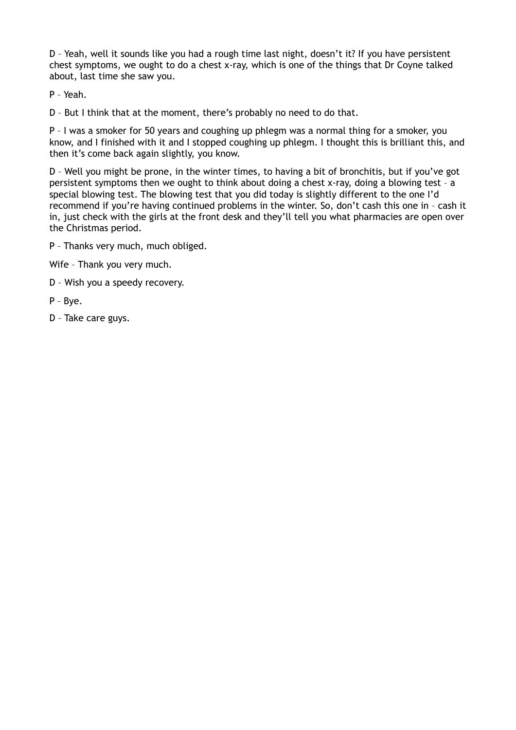D – Yeah, well it sounds like you had a rough time last night, doesn't it? If you have persistent chest symptoms, we ought to do a chest x-ray, which is one of the things that Dr Coyne talked about, last time she saw you.

P – Yeah.

D – But I think that at the moment, there's probably no need to do that.

P – I was a smoker for 50 years and coughing up phlegm was a normal thing for a smoker, you know, and I finished with it and I stopped coughing up phlegm. I thought this is brilliant this, and then it's come back again slightly, you know.

D – Well you might be prone, in the winter times, to having a bit of bronchitis, but if you've got persistent symptoms then we ought to think about doing a chest x-ray, doing a blowing test – a special blowing test. The blowing test that you did today is slightly different to the one I'd recommend if you're having continued problems in the winter. So, don't cash this one in – cash it in, just check with the girls at the front desk and they'll tell you what pharmacies are open over the Christmas period.

P – Thanks very much, much obliged.

Wife – Thank you very much.

D – Wish you a speedy recovery.

P – Bye.

D – Take care guys.